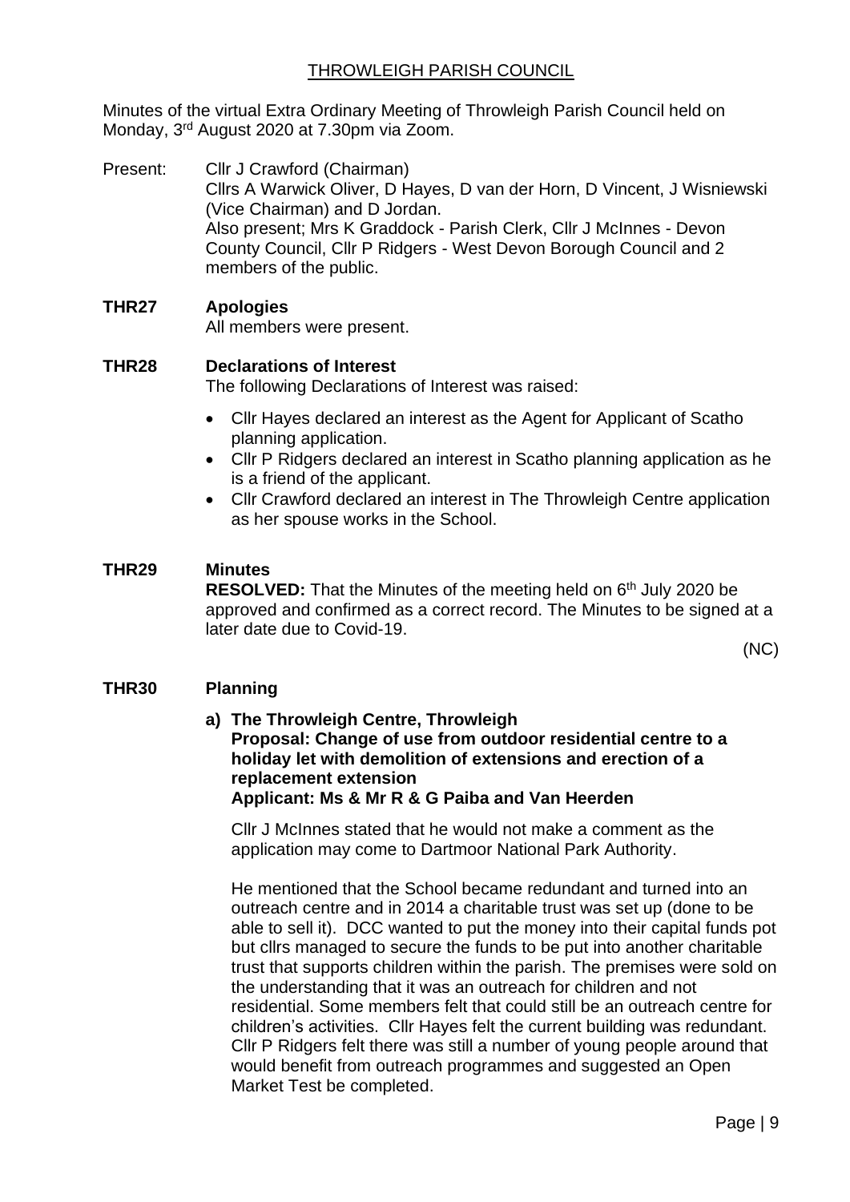# THROWLEIGH PARISH COUNCIL

Minutes of the virtual Extra Ordinary Meeting of Throwleigh Parish Council held on Monday, 3rd August 2020 at 7.30pm via Zoom.

Present: Cllr J Crawford (Chairman)
Cllrs A Warwick Oliver, D Hayes, D van der Horn, D Vincent, J Wisniewski (Vice Chairman) and D Jordan.
Also present; Mrs K Graddock - Parish Clerk, Cllr J McInnes - Devon County Council, Cllr P Ridgers - West Devon Borough Council and 2 members of the public.

**THR27 Apologies**

All members were present.

**THR28 Declarations of Interest**

The following Declarations of Interest was raised:

- Cllr Hayes declared an interest as the Agent for Applicant of Scatho planning application.
- Cllr P Ridgers declared an interest in Scatho planning application as he is a friend of the applicant.
- Cllr Crawford declared an interest in The Throwleigh Centre application as her spouse works in the School.

**THR29 Minutes**

**RESOLVED:** That the Minutes of the meeting held on 6th July 2020 be approved and confirmed as a correct record. The Minutes to be signed at a later date due to Covid-19.

(NC)

**THR30 Planning**

**a) The Throwleigh Centre, Throwleigh**
**Proposal: Change of use from outdoor residential centre to a holiday let with demolition of extensions and erection of a replacement extension**
**Applicant: Ms & Mr R & G Paiba and Van Heerden**

Cllr J McInnes stated that he would not make a comment as the application may come to Dartmoor National Park Authority.

He mentioned that the School became redundant and turned into an outreach centre and in 2014 a charitable trust was set up (done to be able to sell it). DCC wanted to put the money into their capital funds pot but cllrs managed to secure the funds to be put into another charitable trust that supports children within the parish. The premises were sold on the understanding that it was an outreach for children and not residential. Some members felt that could still be an outreach centre for children's activities. Cllr Hayes felt the current building was redundant. Cllr P Ridgers felt there was still a number of young people around that would benefit from outreach programmes and suggested an Open Market Test be completed.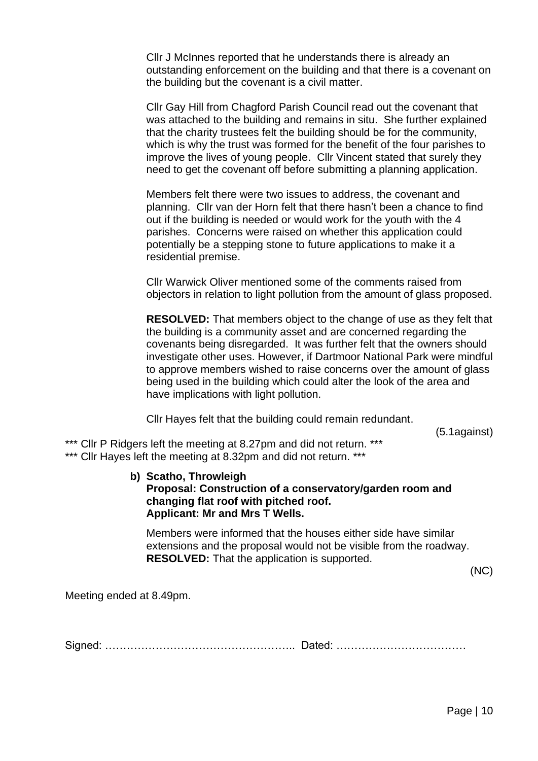Cllr J McInnes reported that he understands there is already an outstanding enforcement on the building and that there is a covenant on the building but the covenant is a civil matter.

Cllr Gay Hill from Chagford Parish Council read out the covenant that was attached to the building and remains in situ. She further explained that the charity trustees felt the building should be for the community, which is why the trust was formed for the benefit of the four parishes to improve the lives of young people. Cllr Vincent stated that surely they need to get the covenant off before submitting a planning application.

Members felt there were two issues to address, the covenant and planning. Cllr van der Horn felt that there hasn't been a chance to find out if the building is needed or would work for the youth with the 4 parishes. Concerns were raised on whether this application could potentially be a stepping stone to future applications to make it a residential premise.

Cllr Warwick Oliver mentioned some of the comments raised from objectors in relation to light pollution from the amount of glass proposed.

**RESOLVED:** That members object to the change of use as they felt that the building is a community asset and are concerned regarding the covenants being disregarded. It was further felt that the owners should investigate other uses. However, if Dartmoor National Park were mindful to approve members wished to raise concerns over the amount of glass being used in the building which could alter the look of the area and have implications with light pollution.

Cllr Hayes felt that the building could remain redundant.

(5.1against)

\*\*\* Cllr P Ridgers left the meeting at 8.27pm and did not return. \*\*\*

\*\*\* Cllr Hayes left the meeting at 8.32pm and did not return. \*\*\*

**b) Scatho, Throwleigh**
**Proposal: Construction of a conservatory/garden room and changing flat roof with pitched roof.**
**Applicant: Mr and Mrs T Wells.**

Members were informed that the houses either side have similar extensions and the proposal would not be visible from the roadway.
**RESOLVED:** That the application is supported.

(NC)

Meeting ended at 8.49pm.

Signed: …………………………………………….. Dated: ………………………………